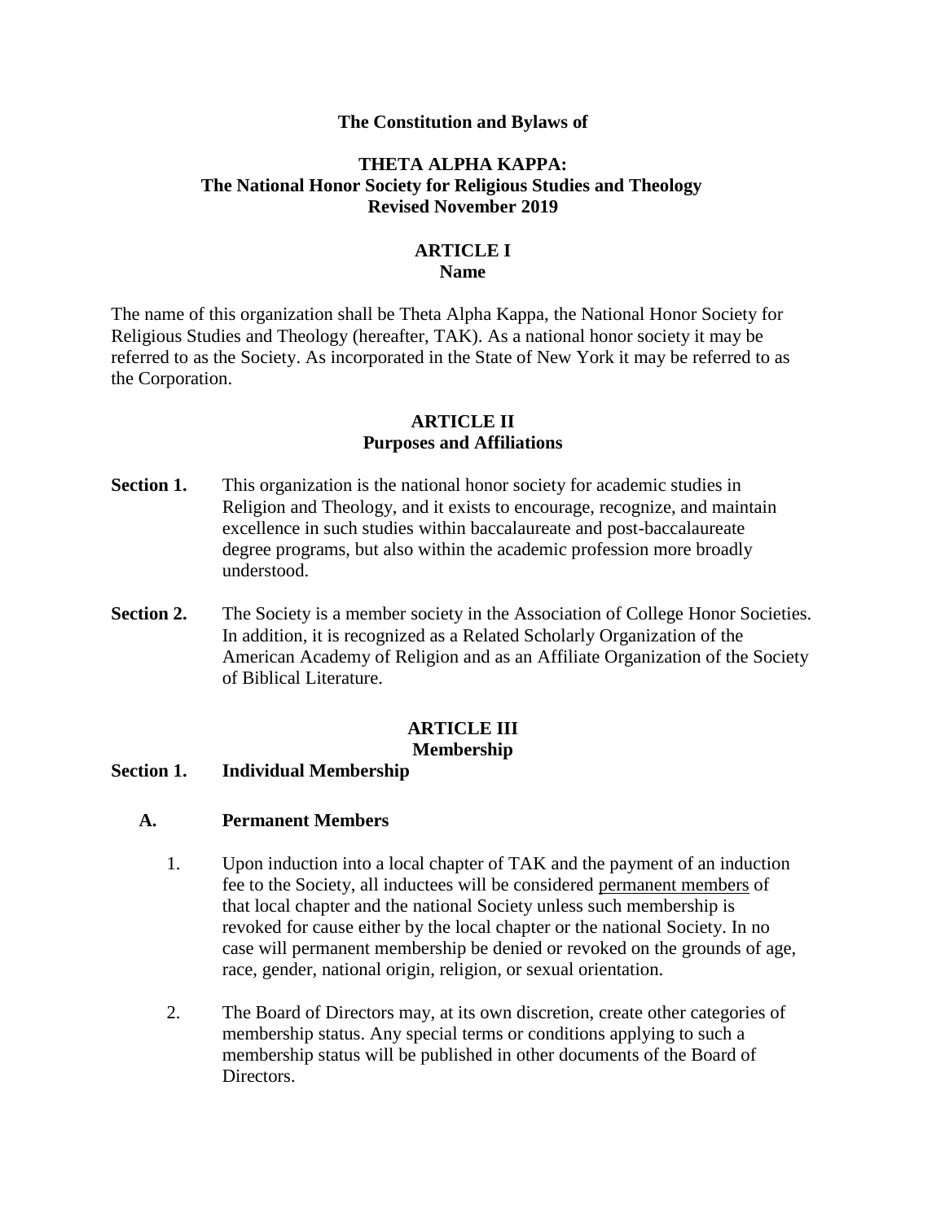**The Constitution and Bylaws of**

# THETA ALPHA KAPPA: The National Honor Society for Religious Studies and Theology

**Revised November 2019**

## ARTICLE I
### Name

The name of this organization shall be Theta Alpha Kappa, the National Honor Society for Religious Studies and Theology (hereafter, TAK). As a national honor society it may be referred to as the Society. As incorporated in the State of New York it may be referred to as the Corporation.

## ARTICLE II
### Purposes and Affiliations

**Section 1.** This organization is the national honor society for academic studies in Religion and Theology, and it exists to encourage, recognize, and maintain excellence in such studies within baccalaureate and post-baccalaureate degree programs, but also within the academic profession more broadly understood.

**Section 2.** The Society is a member society in the Association of College Honor Societies. In addition, it is recognized as a Related Scholarly Organization of the American Academy of Religion and as an Affiliate Organization of the Society of Biblical Literature.

## ARTICLE III
### Membership

**Section 1. Individual Membership**

**A. Permanent Members**

1. Upon induction into a local chapter of TAK and the payment of an induction fee to the Society, all inductees will be considered <u>permanent members</u> of that local chapter and the national Society unless such membership is revoked for cause either by the local chapter or the national Society. In no case will permanent membership be denied or revoked on the grounds of age, race, gender, national origin, religion, or sexual orientation.

2. The Board of Directors may, at its own discretion, create other categories of membership status. Any special terms or conditions applying to such a membership status will be published in other documents of the Board of Directors.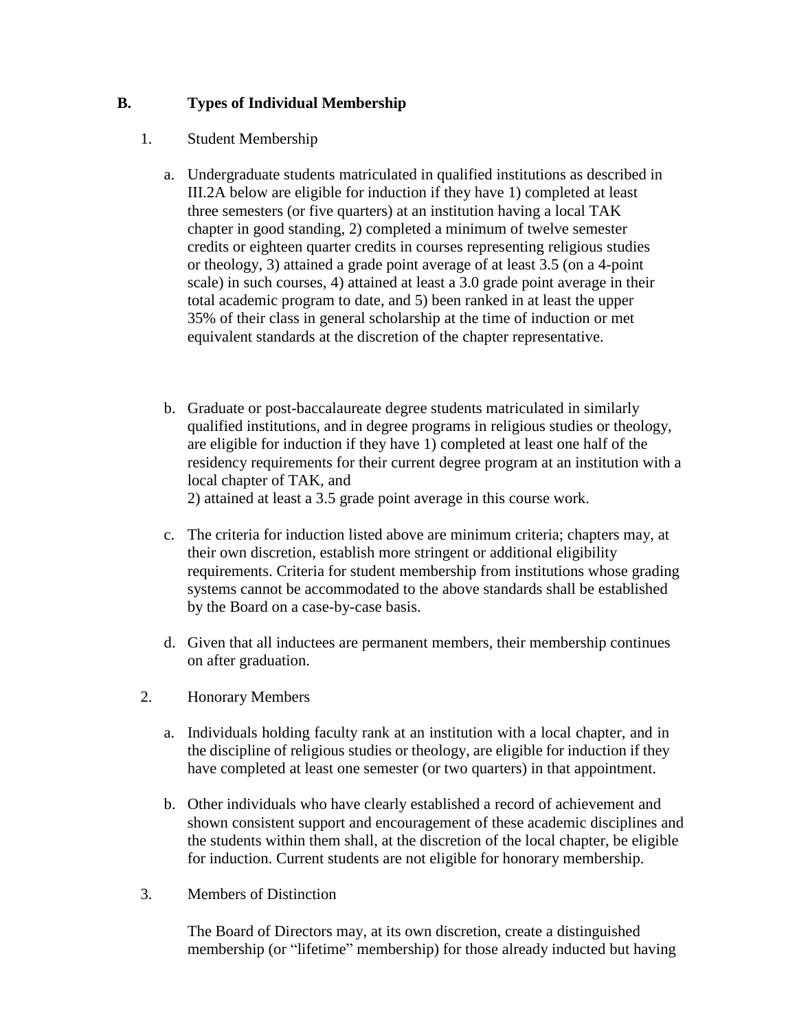## B. Types of Individual Membership

1. Student Membership

   a. Undergraduate students matriculated in qualified institutions as described in III.2A below are eligible for induction if they have 1) completed at least three semesters (or five quarters) at an institution having a local TAK chapter in good standing, 2) completed a minimum of twelve semester credits or eighteen quarter credits in courses representing religious studies or theology, 3) attained a grade point average of at least 3.5 (on a 4-point scale) in such courses, 4) attained at least a 3.0 grade point average in their total academic program to date, and 5) been ranked in at least the upper 35% of their class in general scholarship at the time of induction or met equivalent standards at the discretion of the chapter representative.

   b. Graduate or post-baccalaureate degree students matriculated in similarly qualified institutions, and in degree programs in religious studies or theology, are eligible for induction if they have 1) completed at least one half of the residency requirements for their current degree program at an institution with a local chapter of TAK, and
   2) attained at least a 3.5 grade point average in this course work.

   c. The criteria for induction listed above are minimum criteria; chapters may, at their own discretion, establish more stringent or additional eligibility requirements. Criteria for student membership from institutions whose grading systems cannot be accommodated to the above standards shall be established by the Board on a case-by-case basis.

   d. Given that all inductees are permanent members, their membership continues on after graduation.

2. Honorary Members

   a. Individuals holding faculty rank at an institution with a local chapter, and in the discipline of religious studies or theology, are eligible for induction if they have completed at least one semester (or two quarters) in that appointment.

   b. Other individuals who have clearly established a record of achievement and shown consistent support and encouragement of these academic disciplines and the students within them shall, at the discretion of the local chapter, be eligible for induction. Current students are not eligible for honorary membership.

3. Members of Distinction

   The Board of Directors may, at its own discretion, create a distinguished membership (or "lifetime" membership) for those already inducted but having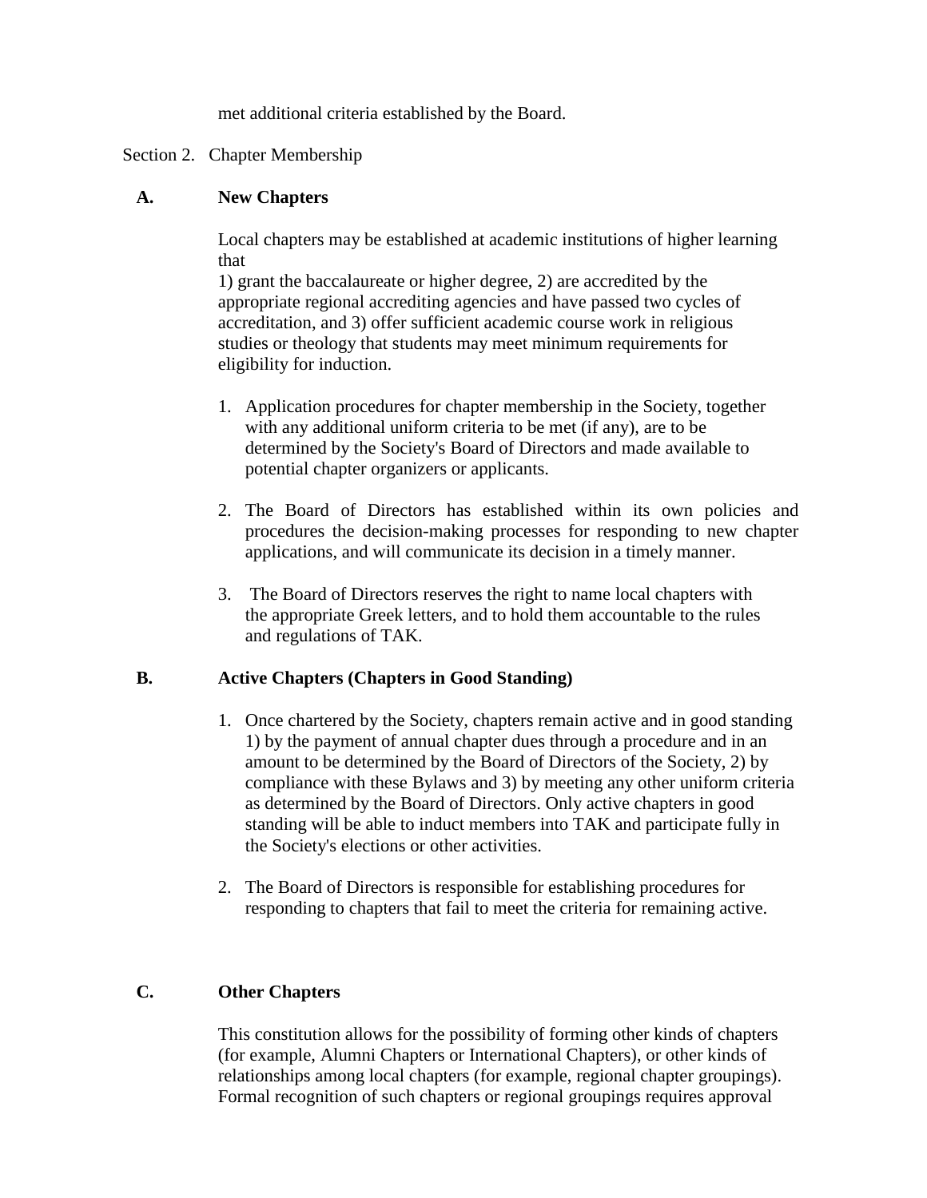met additional criteria established by the Board.

Section 2. Chapter Membership

**A. New Chapters**

Local chapters may be established at academic institutions of higher learning that
1) grant the baccalaureate or higher degree, 2) are accredited by the appropriate regional accrediting agencies and have passed two cycles of accreditation, and 3) offer sufficient academic course work in religious studies or theology that students may meet minimum requirements for eligibility for induction.

1. Application procedures for chapter membership in the Society, together with any additional uniform criteria to be met (if any), are to be determined by the Society's Board of Directors and made available to potential chapter organizers or applicants.

2. The Board of Directors has established within its own policies and procedures the decision-making processes for responding to new chapter applications, and will communicate its decision in a timely manner.

3. The Board of Directors reserves the right to name local chapters with the appropriate Greek letters, and to hold them accountable to the rules and regulations of TAK.

**B. Active Chapters (Chapters in Good Standing)**

1. Once chartered by the Society, chapters remain active and in good standing 1) by the payment of annual chapter dues through a procedure and in an amount to be determined by the Board of Directors of the Society, 2) by compliance with these Bylaws and 3) by meeting any other uniform criteria as determined by the Board of Directors. Only active chapters in good standing will be able to induct members into TAK and participate fully in the Society's elections or other activities.

2. The Board of Directors is responsible for establishing procedures for responding to chapters that fail to meet the criteria for remaining active.

**C. Other Chapters**

This constitution allows for the possibility of forming other kinds of chapters (for example, Alumni Chapters or International Chapters), or other kinds of relationships among local chapters (for example, regional chapter groupings). Formal recognition of such chapters or regional groupings requires approval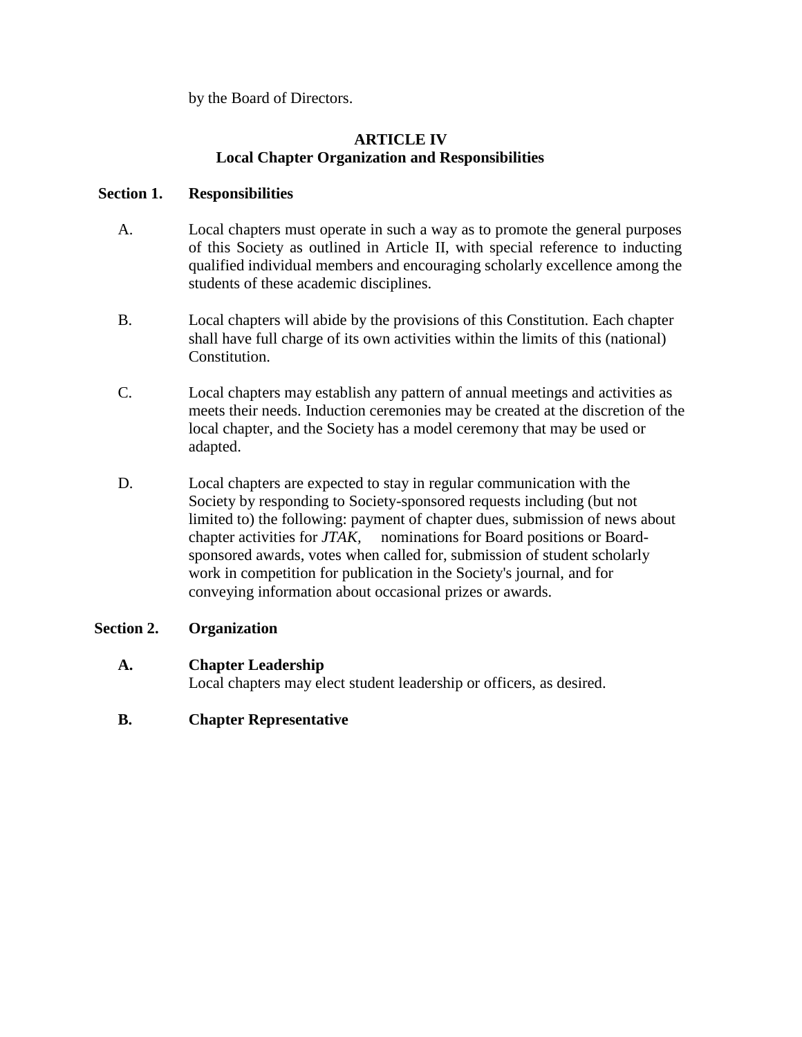by the Board of Directors.

## ARTICLE IV
## Local Chapter Organization and Responsibilities

**Section 1. Responsibilities**

A. Local chapters must operate in such a way as to promote the general purposes of this Society as outlined in Article II, with special reference to inducting qualified individual members and encouraging scholarly excellence among the students of these academic disciplines.

B. Local chapters will abide by the provisions of this Constitution. Each chapter shall have full charge of its own activities within the limits of this (national) Constitution.

C. Local chapters may establish any pattern of annual meetings and activities as meets their needs. Induction ceremonies may be created at the discretion of the local chapter, and the Society has a model ceremony that may be used or adapted.

D. Local chapters are expected to stay in regular communication with the Society by responding to Society-sponsored requests including (but not limited to) the following: payment of chapter dues, submission of news about chapter activities for *JTAK*, nominations for Board positions or Board-sponsored awards, votes when called for, submission of student scholarly work in competition for publication in the Society's journal, and for conveying information about occasional prizes or awards.

**Section 2. Organization**

**A. Chapter Leadership**
Local chapters may elect student leadership or officers, as desired.

**B. Chapter Representative**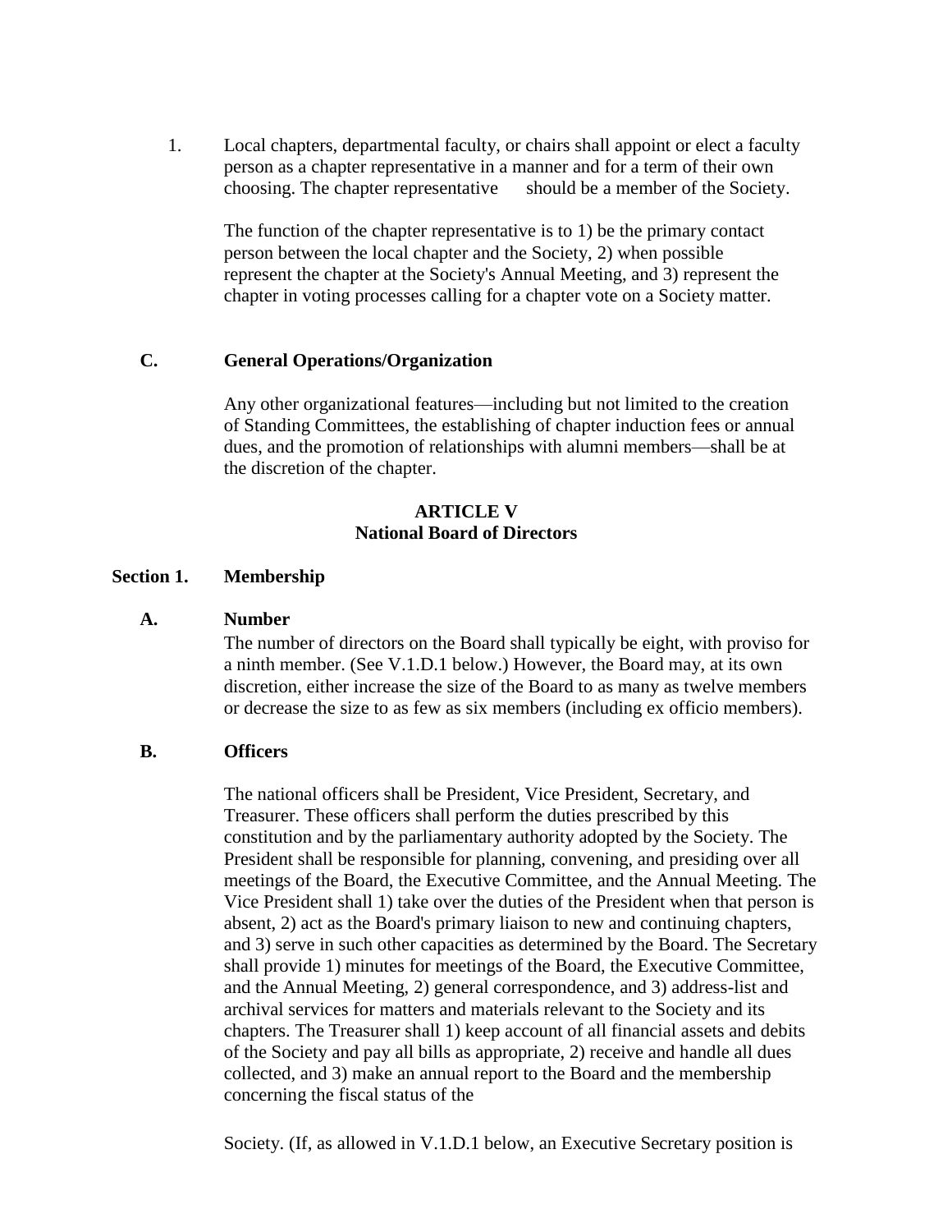1. Local chapters, departmental faculty, or chairs shall appoint or elect a faculty person as a chapter representative in a manner and for a term of their own choosing. The chapter representative should be a member of the Society.

   The function of the chapter representative is to 1) be the primary contact person between the local chapter and the Society, 2) when possible represent the chapter at the Society's Annual Meeting, and 3) represent the chapter in voting processes calling for a chapter vote on a Society matter.

### C. General Operations/Organization

Any other organizational features—including but not limited to the creation of Standing Committees, the establishing of chapter induction fees or annual dues, and the promotion of relationships with alumni members—shall be at the discretion of the chapter.

## ARTICLE V
## National Board of Directors

### Section 1. Membership

#### A. Number

The number of directors on the Board shall typically be eight, with proviso for a ninth member. (See V.1.D.1 below.) However, the Board may, at its own discretion, either increase the size of the Board to as many as twelve members or decrease the size to as few as six members (including ex officio members).

#### B. Officers

The national officers shall be President, Vice President, Secretary, and Treasurer. These officers shall perform the duties prescribed by this constitution and by the parliamentary authority adopted by the Society. The President shall be responsible for planning, convening, and presiding over all meetings of the Board, the Executive Committee, and the Annual Meeting. The Vice President shall 1) take over the duties of the President when that person is absent, 2) act as the Board's primary liaison to new and continuing chapters, and 3) serve in such other capacities as determined by the Board. The Secretary shall provide 1) minutes for meetings of the Board, the Executive Committee, and the Annual Meeting, 2) general correspondence, and 3) address-list and archival services for matters and materials relevant to the Society and its chapters. The Treasurer shall 1) keep account of all financial assets and debits of the Society and pay all bills as appropriate, 2) receive and handle all dues collected, and 3) make an annual report to the Board and the membership concerning the fiscal status of the

Society. (If, as allowed in V.1.D.1 below, an Executive Secretary position is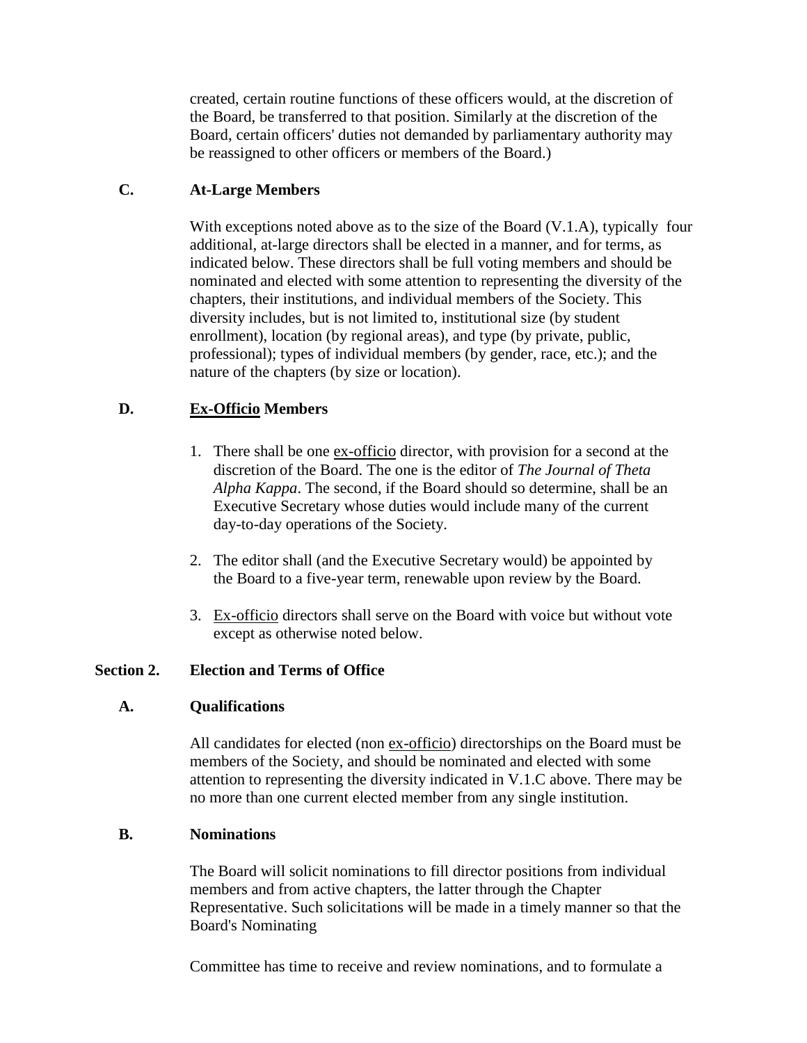created, certain routine functions of these officers would, at the discretion of the Board, be transferred to that position. Similarly at the discretion of the Board, certain officers' duties not demanded by parliamentary authority may be reassigned to other officers or members of the Board.)

### C. At-Large Members

With exceptions noted above as to the size of the Board (V.1.A), typically four additional, at-large directors shall be elected in a manner, and for terms, as indicated below. These directors shall be full voting members and should be nominated and elected with some attention to representing the diversity of the chapters, their institutions, and individual members of the Society. This diversity includes, but is not limited to, institutional size (by student enrollment), location (by regional areas), and type (by private, public, professional); types of individual members (by gender, race, etc.); and the nature of the chapters (by size or location).

### D. Ex-Officio Members

1. There shall be one ex-officio director, with provision for a second at the discretion of the Board. The one is the editor of *The Journal of Theta Alpha Kappa*. The second, if the Board should so determine, shall be an Executive Secretary whose duties would include many of the current day-to-day operations of the Society.

2. The editor shall (and the Executive Secretary would) be appointed by the Board to a five-year term, renewable upon review by the Board.

3. Ex-officio directors shall serve on the Board with voice but without vote except as otherwise noted below.

## Section 2. Election and Terms of Office

### A. Qualifications

All candidates for elected (non ex-officio) directorships on the Board must be members of the Society, and should be nominated and elected with some attention to representing the diversity indicated in V.1.C above. There may be no more than one current elected member from any single institution.

### B. Nominations

The Board will solicit nominations to fill director positions from individual members and from active chapters, the latter through the Chapter Representative. Such solicitations will be made in a timely manner so that the Board's Nominating

Committee has time to receive and review nominations, and to formulate a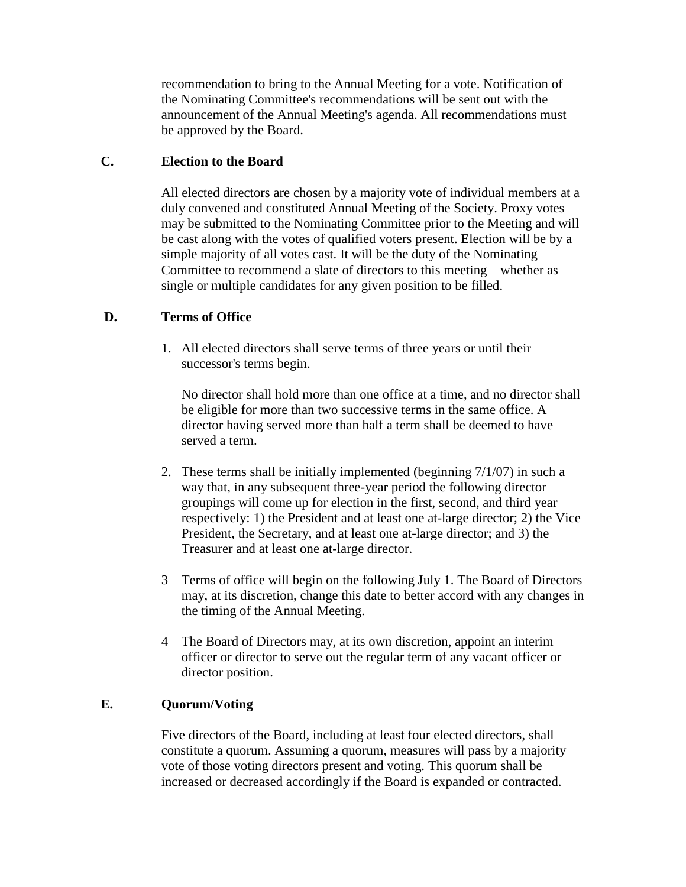recommendation to bring to the Annual Meeting for a vote. Notification of the Nominating Committee's recommendations will be sent out with the announcement of the Annual Meeting's agenda. All recommendations must be approved by the Board.

### C. Election to the Board

All elected directors are chosen by a majority vote of individual members at a duly convened and constituted Annual Meeting of the Society. Proxy votes may be submitted to the Nominating Committee prior to the Meeting and will be cast along with the votes of qualified voters present. Election will be by a simple majority of all votes cast. It will be the duty of the Nominating Committee to recommend a slate of directors to this meeting—whether as single or multiple candidates for any given position to be filled.

### D. Terms of Office

1. All elected directors shall serve terms of three years or until their successor's terms begin.

   No director shall hold more than one office at a time, and no director shall be eligible for more than two successive terms in the same office. A director having served more than half a term shall be deemed to have served a term.

2. These terms shall be initially implemented (beginning 7/1/07) in such a way that, in any subsequent three-year period the following director groupings will come up for election in the first, second, and third year respectively: 1) the President and at least one at-large director; 2) the Vice President, the Secretary, and at least one at-large director; and 3) the Treasurer and at least one at-large director.

3. Terms of office will begin on the following July 1. The Board of Directors may, at its discretion, change this date to better accord with any changes in the timing of the Annual Meeting.

4. The Board of Directors may, at its own discretion, appoint an interim officer or director to serve out the regular term of any vacant officer or director position.

### E. Quorum/Voting

Five directors of the Board, including at least four elected directors, shall constitute a quorum. Assuming a quorum, measures will pass by a majority vote of those voting directors present and voting. This quorum shall be increased or decreased accordingly if the Board is expanded or contracted.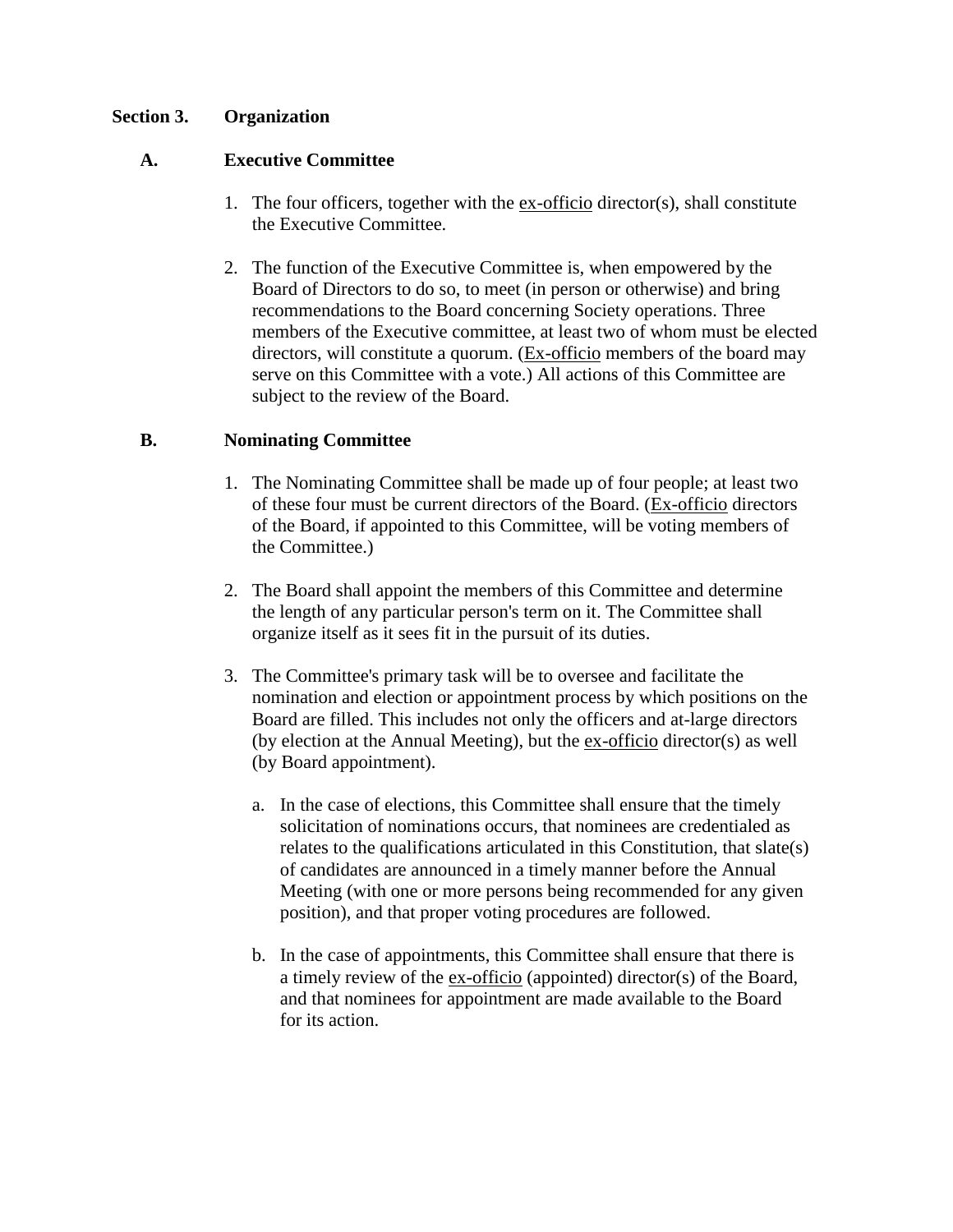## Section 3. Organization

### A. Executive Committee

1. The four officers, together with the ex-officio director(s), shall constitute the Executive Committee.

2. The function of the Executive Committee is, when empowered by the Board of Directors to do so, to meet (in person or otherwise) and bring recommendations to the Board concerning Society operations. Three members of the Executive committee, at least two of whom must be elected directors, will constitute a quorum. (Ex-officio members of the board may serve on this Committee with a vote.) All actions of this Committee are subject to the review of the Board.

### B. Nominating Committee

1. The Nominating Committee shall be made up of four people; at least two of these four must be current directors of the Board. (Ex-officio directors of the Board, if appointed to this Committee, will be voting members of the Committee.)

2. The Board shall appoint the members of this Committee and determine the length of any particular person's term on it. The Committee shall organize itself as it sees fit in the pursuit of its duties.

3. The Committee's primary task will be to oversee and facilitate the nomination and election or appointment process by which positions on the Board are filled. This includes not only the officers and at-large directors (by election at the Annual Meeting), but the ex-officio director(s) as well (by Board appointment).

   a. In the case of elections, this Committee shall ensure that the timely solicitation of nominations occurs, that nominees are credentialed as relates to the qualifications articulated in this Constitution, that slate(s) of candidates are announced in a timely manner before the Annual Meeting (with one or more persons being recommended for any given position), and that proper voting procedures are followed.

   b. In the case of appointments, this Committee shall ensure that there is a timely review of the ex-officio (appointed) director(s) of the Board, and that nominees for appointment are made available to the Board for its action.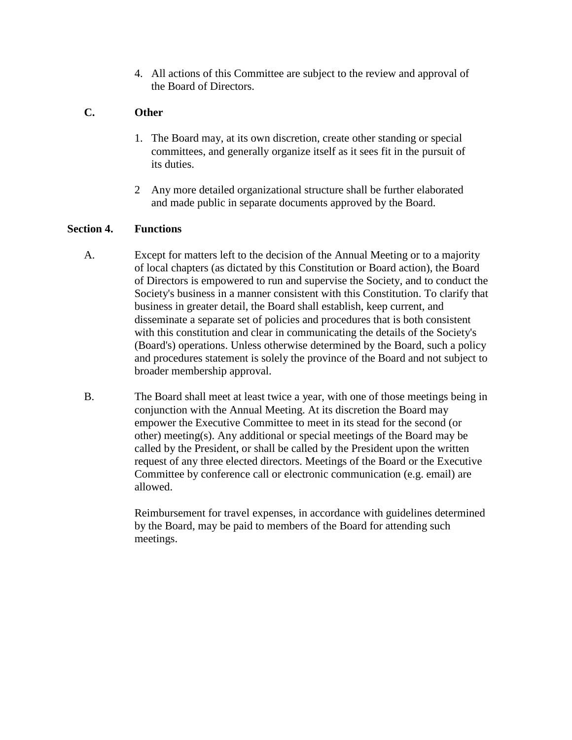4. All actions of this Committee are subject to the review and approval of the Board of Directors.

**C. Other**

1. The Board may, at its own discretion, create other standing or special committees, and generally organize itself as it sees fit in the pursuit of its duties.

2 Any more detailed organizational structure shall be further elaborated and made public in separate documents approved by the Board.

**Section 4. Functions**

A. Except for matters left to the decision of the Annual Meeting or to a majority of local chapters (as dictated by this Constitution or Board action), the Board of Directors is empowered to run and supervise the Society, and to conduct the Society's business in a manner consistent with this Constitution. To clarify that business in greater detail, the Board shall establish, keep current, and disseminate a separate set of policies and procedures that is both consistent with this constitution and clear in communicating the details of the Society's (Board's) operations. Unless otherwise determined by the Board, such a policy and procedures statement is solely the province of the Board and not subject to broader membership approval.

B. The Board shall meet at least twice a year, with one of those meetings being in conjunction with the Annual Meeting. At its discretion the Board may empower the Executive Committee to meet in its stead for the second (or other) meeting(s). Any additional or special meetings of the Board may be called by the President, or shall be called by the President upon the written request of any three elected directors. Meetings of the Board or the Executive Committee by conference call or electronic communication (e.g. email) are allowed.

Reimbursement for travel expenses, in accordance with guidelines determined by the Board, may be paid to members of the Board for attending such meetings.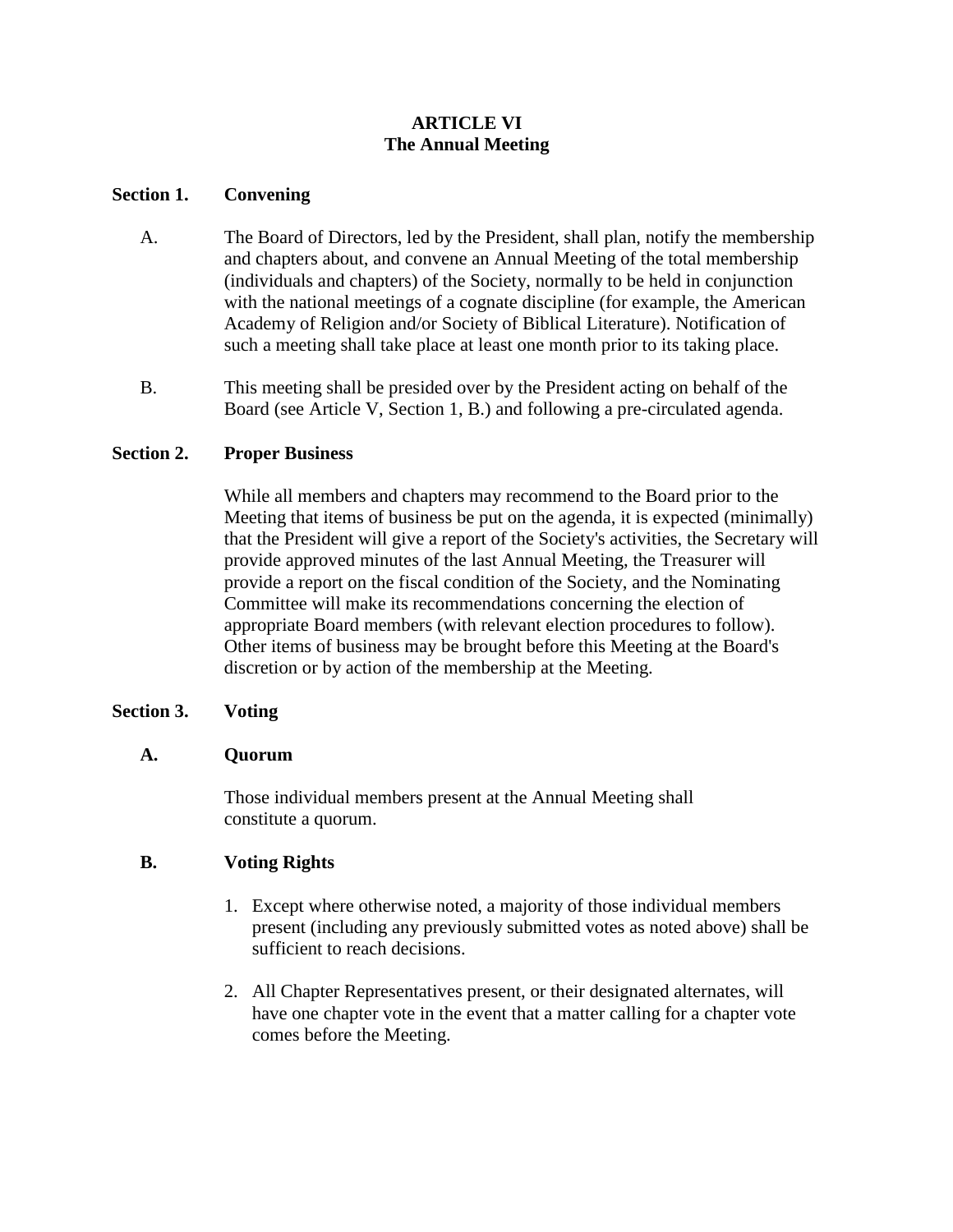# ARTICLE VI
# The Annual Meeting

## Section 1. Convening

A. The Board of Directors, led by the President, shall plan, notify the membership and chapters about, and convene an Annual Meeting of the total membership (individuals and chapters) of the Society, normally to be held in conjunction with the national meetings of a cognate discipline (for example, the American Academy of Religion and/or Society of Biblical Literature). Notification of such a meeting shall take place at least one month prior to its taking place.

B. This meeting shall be presided over by the President acting on behalf of the Board (see Article V, Section 1, B.) and following a pre-circulated agenda.

## Section 2. Proper Business

While all members and chapters may recommend to the Board prior to the Meeting that items of business be put on the agenda, it is expected (minimally) that the President will give a report of the Society's activities, the Secretary will provide approved minutes of the last Annual Meeting, the Treasurer will provide a report on the fiscal condition of the Society, and the Nominating Committee will make its recommendations concerning the election of appropriate Board members (with relevant election procedures to follow). Other items of business may be brought before this Meeting at the Board's discretion or by action of the membership at the Meeting.

## Section 3. Voting

### A. Quorum

Those individual members present at the Annual Meeting shall constitute a quorum.

### B. Voting Rights

1. Except where otherwise noted, a majority of those individual members present (including any previously submitted votes as noted above) shall be sufficient to reach decisions.

2. All Chapter Representatives present, or their designated alternates, will have one chapter vote in the event that a matter calling for a chapter vote comes before the Meeting.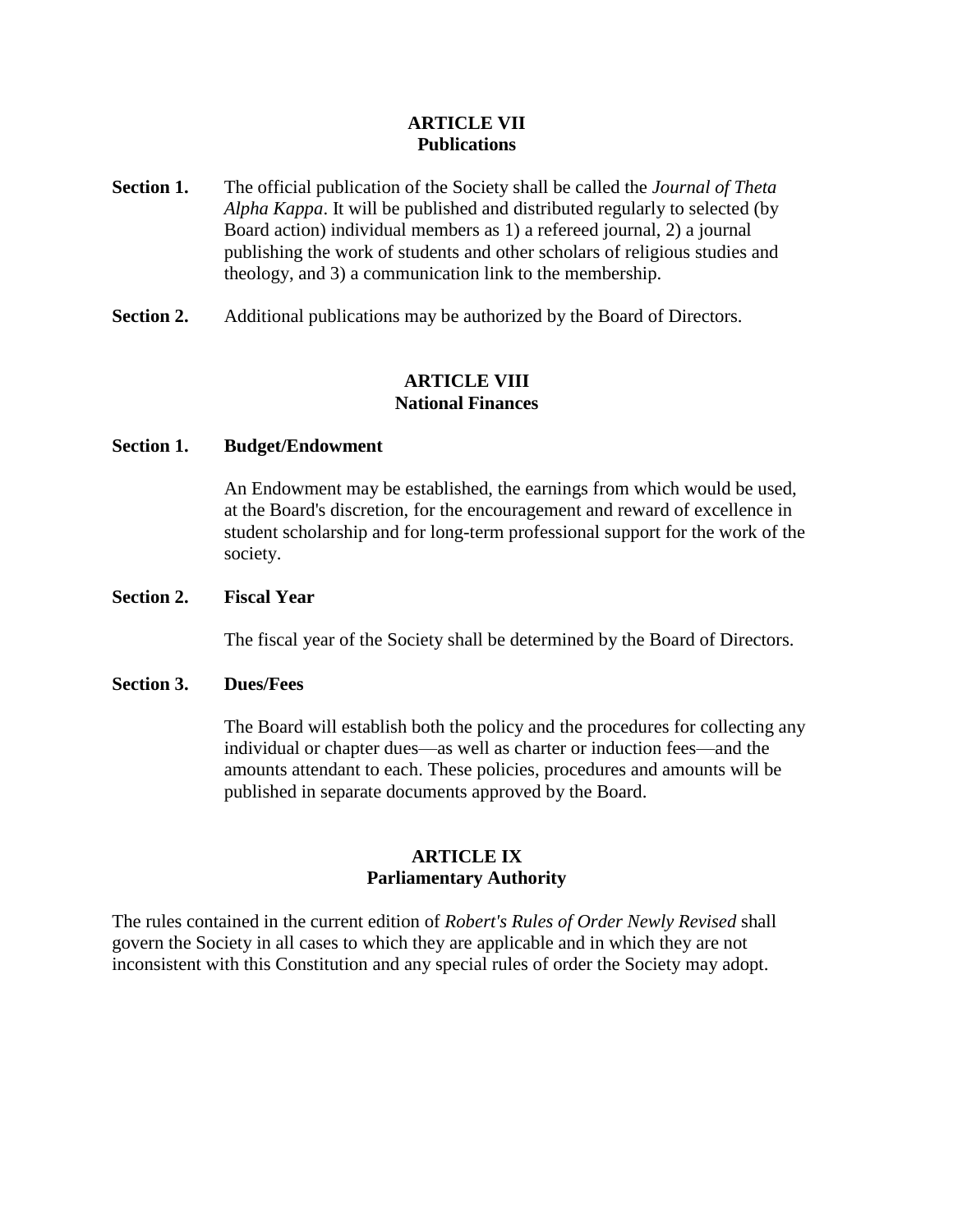## ARTICLE VII
## Publications

**Section 1.** The official publication of the Society shall be called the *Journal of Theta Alpha Kappa*. It will be published and distributed regularly to selected (by Board action) individual members as 1) a refereed journal, 2) a journal publishing the work of students and other scholars of religious studies and theology, and 3) a communication link to the membership.

**Section 2.** Additional publications may be authorized by the Board of Directors.

## ARTICLE VIII
## National Finances

**Section 1. Budget/Endowment**

An Endowment may be established, the earnings from which would be used, at the Board's discretion, for the encouragement and reward of excellence in student scholarship and for long-term professional support for the work of the society.

**Section 2. Fiscal Year**

The fiscal year of the Society shall be determined by the Board of Directors.

**Section 3. Dues/Fees**

The Board will establish both the policy and the procedures for collecting any individual or chapter dues—as well as charter or induction fees—and the amounts attendant to each. These policies, procedures and amounts will be published in separate documents approved by the Board.

## ARTICLE IX
## Parliamentary Authority

The rules contained in the current edition of *Robert's Rules of Order Newly Revised* shall govern the Society in all cases to which they are applicable and in which they are not inconsistent with this Constitution and any special rules of order the Society may adopt.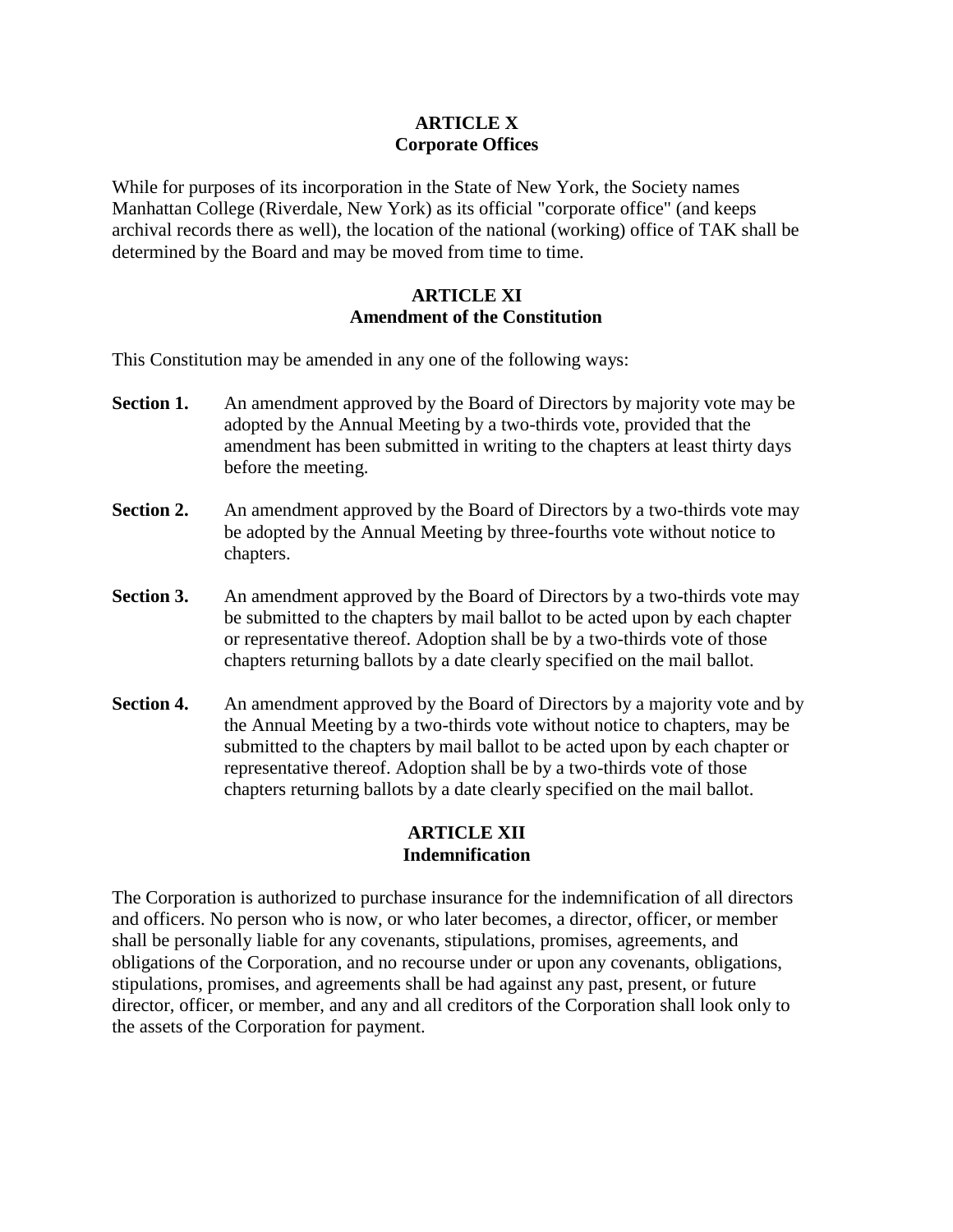## ARTICLE X
## Corporate Offices

While for purposes of its incorporation in the State of New York, the Society names Manhattan College (Riverdale, New York) as its official "corporate office" (and keeps archival records there as well), the location of the national (working) office of TAK shall be determined by the Board and may be moved from time to time.

## ARTICLE XI
## Amendment of the Constitution

This Constitution may be amended in any one of the following ways:

**Section 1.** An amendment approved by the Board of Directors by majority vote may be adopted by the Annual Meeting by a two-thirds vote, provided that the amendment has been submitted in writing to the chapters at least thirty days before the meeting.

**Section 2.** An amendment approved by the Board of Directors by a two-thirds vote may be adopted by the Annual Meeting by three-fourths vote without notice to chapters.

**Section 3.** An amendment approved by the Board of Directors by a two-thirds vote may be submitted to the chapters by mail ballot to be acted upon by each chapter or representative thereof. Adoption shall be by a two-thirds vote of those chapters returning ballots by a date clearly specified on the mail ballot.

**Section 4.** An amendment approved by the Board of Directors by a majority vote and by the Annual Meeting by a two-thirds vote without notice to chapters, may be submitted to the chapters by mail ballot to be acted upon by each chapter or representative thereof. Adoption shall be by a two-thirds vote of those chapters returning ballots by a date clearly specified on the mail ballot.

## ARTICLE XII
## Indemnification

The Corporation is authorized to purchase insurance for the indemnification of all directors and officers. No person who is now, or who later becomes, a director, officer, or member shall be personally liable for any covenants, stipulations, promises, agreements, and obligations of the Corporation, and no recourse under or upon any covenants, obligations, stipulations, promises, and agreements shall be had against any past, present, or future director, officer, or member, and any and all creditors of the Corporation shall look only to the assets of the Corporation for payment.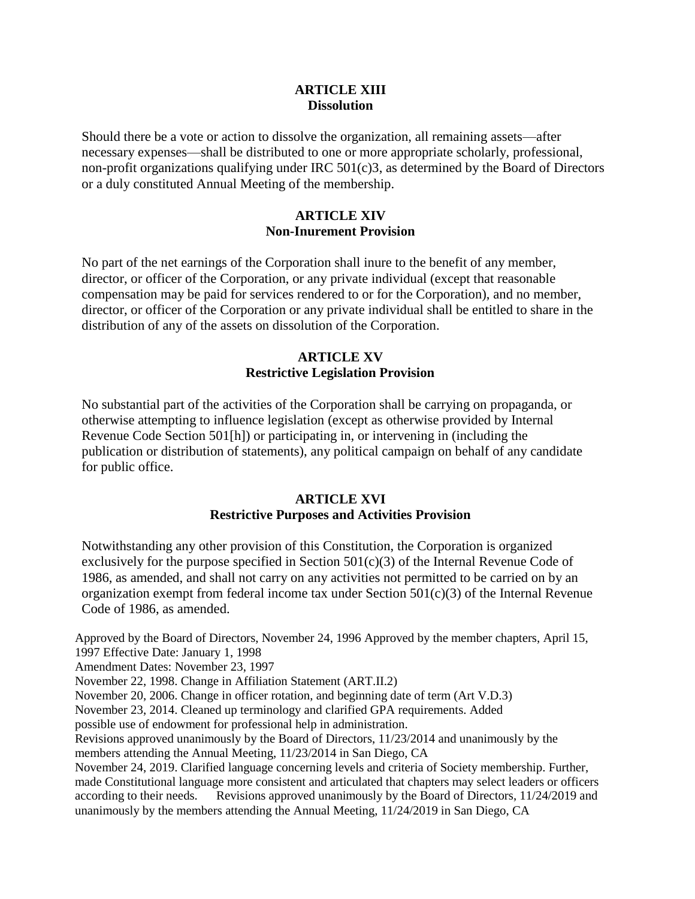**ARTICLE XIII**
**Dissolution**

Should there be a vote or action to dissolve the organization, all remaining assets—after necessary expenses—shall be distributed to one or more appropriate scholarly, professional, non-profit organizations qualifying under IRC 501(c)3, as determined by the Board of Directors or a duly constituted Annual Meeting of the membership.

**ARTICLE XIV**
**Non-Inurement Provision**

No part of the net earnings of the Corporation shall inure to the benefit of any member, director, or officer of the Corporation, or any private individual (except that reasonable compensation may be paid for services rendered to or for the Corporation), and no member, director, or officer of the Corporation or any private individual shall be entitled to share in the distribution of any of the assets on dissolution of the Corporation.

**ARTICLE XV**
**Restrictive Legislation Provision**

No substantial part of the activities of the Corporation shall be carrying on propaganda, or otherwise attempting to influence legislation (except as otherwise provided by Internal Revenue Code Section 501[h]) or participating in, or intervening in (including the publication or distribution of statements), any political campaign on behalf of any candidate for public office.

**ARTICLE XVI**
**Restrictive Purposes and Activities Provision**

Notwithstanding any other provision of this Constitution, the Corporation is organized exclusively for the purpose specified in Section 501(c)(3) of the Internal Revenue Code of 1986, as amended, and shall not carry on any activities not permitted to be carried on by an organization exempt from federal income tax under Section 501(c)(3) of the Internal Revenue Code of 1986, as amended.

Approved by the Board of Directors, November 24, 1996 Approved by the member chapters, April 15, 1997 Effective Date: January 1, 1998
Amendment Dates: November 23, 1997
November 22, 1998. Change in Affiliation Statement (ART.II.2)
November 20, 2006. Change in officer rotation, and beginning date of term (Art V.D.3)
November 23, 2014. Cleaned up terminology and clarified GPA requirements. Added possible use of endowment for professional help in administration.
Revisions approved unanimously by the Board of Directors, 11/23/2014 and unanimously by the members attending the Annual Meeting, 11/23/2014 in San Diego, CA
November 24, 2019. Clarified language concerning levels and criteria of Society membership. Further, made Constitutional language more consistent and articulated that chapters may select leaders or officers according to their needs. Revisions approved unanimously by the Board of Directors, 11/24/2019 and unanimously by the members attending the Annual Meeting, 11/24/2019 in San Diego, CA